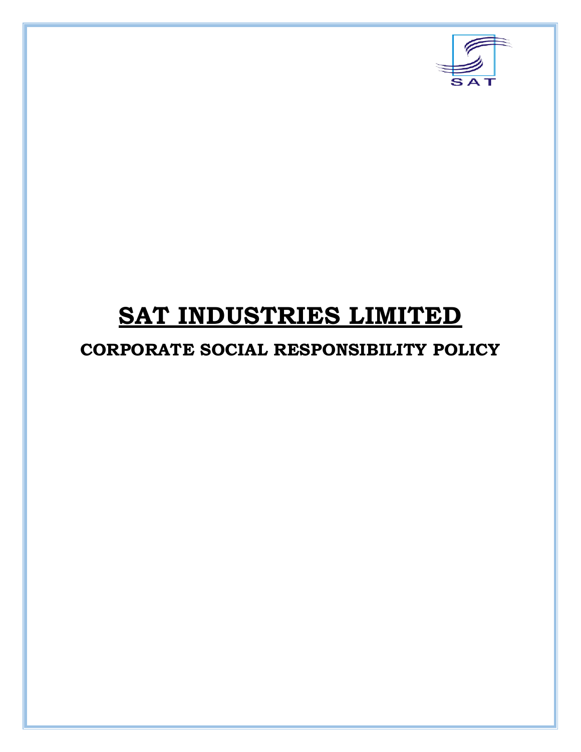# **SAT INDUSTRIES LIMITED**

## **CORPORATE SOCIAL RESPONSIBILITY POLICY**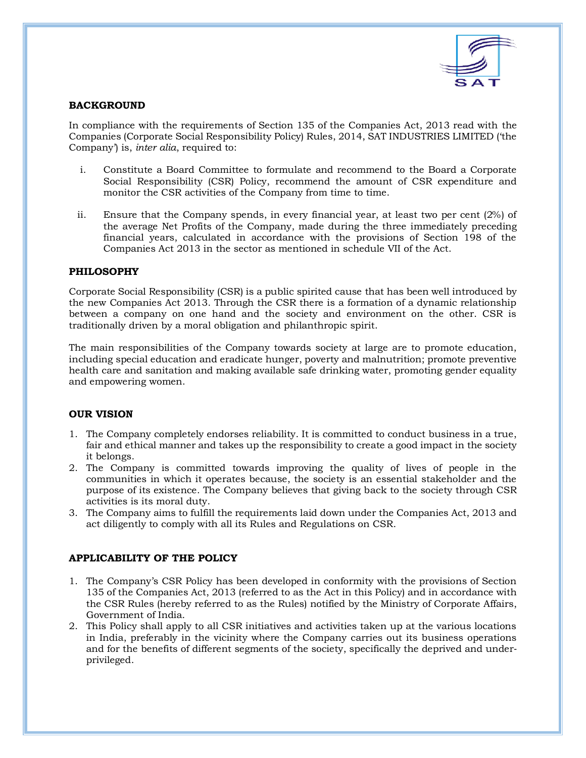## BACKGROUND

In compliance with the requirements of Section 135 of the Companies Act, 2013 read with the Companies (Corporate Social Responsibility Policy) Rules, 2014, SAT INDUSTRIES LIMITED ('the Company') is, *inter alia*, required to:

i. Constitute a Board Committee to formulate and recommend to the Board a Corporate Social Responsibility (CSR) Policy, recommend the amount of CSR expenditure and monitor the CSR activities of the Company from time to time.

ii. Ensure that the Company spends, in every financial year, at least two per cent (2%) of the average Net Profits of the Company, made during the three immediately preceding financial years, calculated in accordance with the provisions of Section 198 of the Companies Act 2013 in the sector as mentioned in schedule VII of the Act.

## PHILOSOPHY

Corporate Social Responsibility (CSR) is a public spirited cause that has been well introduced by the new Companies Act 2013. Through the CSR there is a formation of a dynamic relationship between a company on one hand and the society and environment on the other. CSR is traditionally driven by a moral obligation and philanthropic spirit.

The main responsibilities of the Company towards society at large are to promote education, including special education and eradicate hunger, poverty and malnutrition; promote preventive health care and sanitation and making available safe drinking water, promoting gender equality and empowering women.

## OUR VISION

1. The Company completely endorses reliability. It is committed to conduct business in a true, fair and ethical manner and takes up the responsibility to create a good impact in the society it belongs.
2. The Company is committed towards improving the quality of lives of people in the communities in which it operates because, the society is an essential stakeholder and the purpose of its existence. The Company believes that giving back to the society through CSR activities is its moral duty.
3. The Company aims to fulfill the requirements laid down under the Companies Act, 2013 and act diligently to comply with all its Rules and Regulations on CSR.

## APPLICABILITY OF THE POLICY

1. The Company's CSR Policy has been developed in conformity with the provisions of Section 135 of the Companies Act, 2013 (referred to as the Act in this Policy) and in accordance with the CSR Rules (hereby referred to as the Rules) notified by the Ministry of Corporate Affairs, Government of India.
2. This Policy shall apply to all CSR initiatives and activities taken up at the various locations in India, preferably in the vicinity where the Company carries out its business operations and for the benefits of different segments of the society, specifically the deprived and under-privileged.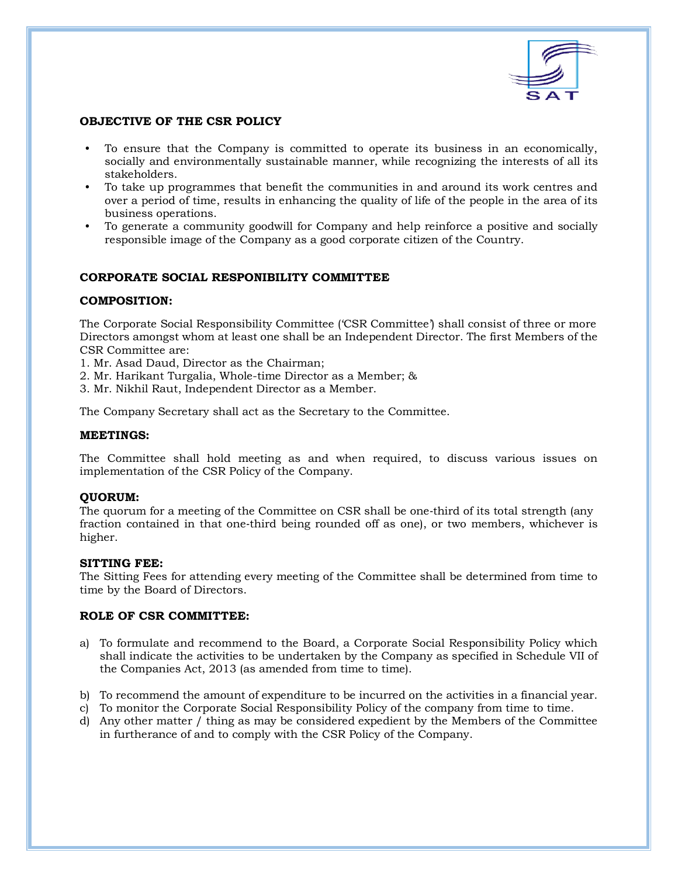## OBJECTIVE OF THE CSR POLICY

- To ensure that the Company is committed to operate its business in an economically, socially and environmentally sustainable manner, while recognizing the interests of all its stakeholders.
- To take up programmes that benefit the communities in and around its work centres and over a period of time, results in enhancing the quality of life of the people in the area of its business operations.
- To generate a community goodwill for Company and help reinforce a positive and socially responsible image of the Company as a good corporate citizen of the Country.

## CORPORATE SOCIAL RESPONIBILITY COMMITTEE

### COMPOSITION:

The Corporate Social Responsibility Committee ('CSR Committee') shall consist of three or more Directors amongst whom at least one shall be an Independent Director. The first Members of the CSR Committee are:

1. Mr. Asad Daud, Director as the Chairman;
2. Mr. Harikant Turgalia, Whole-time Director as a Member; &
3. Mr. Nikhil Raut, Independent Director as a Member.

The Company Secretary shall act as the Secretary to the Committee.

### MEETINGS:

The Committee shall hold meeting as and when required, to discuss various issues on implementation of the CSR Policy of the Company.

### QUORUM:

The quorum for a meeting of the Committee on CSR shall be one-third of its total strength (any fraction contained in that one-third being rounded off as one), or two members, whichever is higher.

### SITTING FEE:

The Sitting Fees for attending every meeting of the Committee shall be determined from time to time by the Board of Directors.

### ROLE OF CSR COMMITTEE:

a) To formulate and recommend to the Board, a Corporate Social Responsibility Policy which shall indicate the activities to be undertaken by the Company as specified in Schedule VII of the Companies Act, 2013 (as amended from time to time).

b) To recommend the amount of expenditure to be incurred on the activities in a financial year.

c) To monitor the Corporate Social Responsibility Policy of the company from time to time.

d) Any other matter / thing as may be considered expedient by the Members of the Committee in furtherance of and to comply with the CSR Policy of the Company.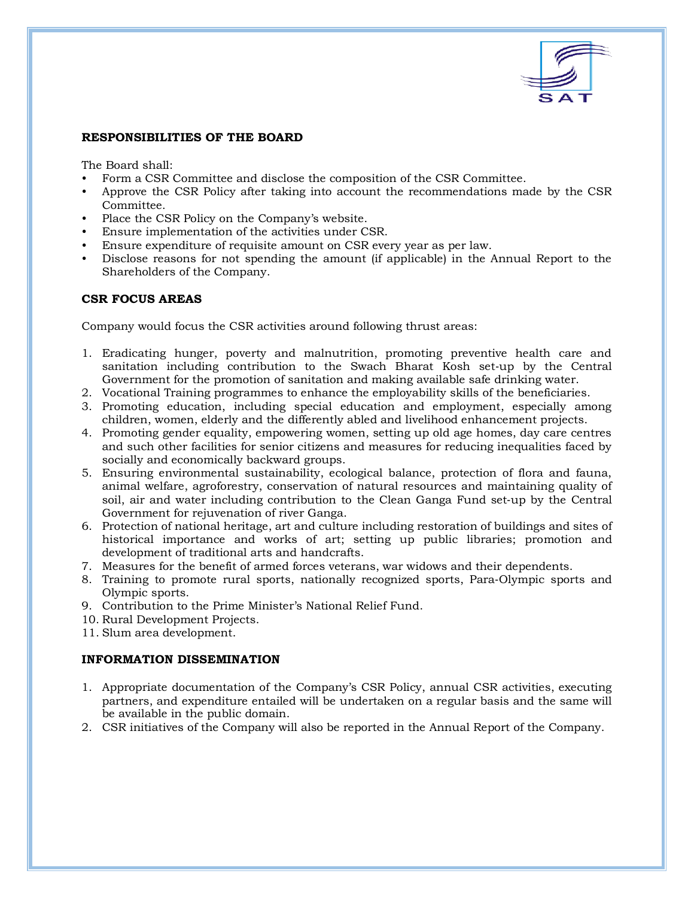## RESPONSIBILITIES OF THE BOARD

The Board shall:

- Form a CSR Committee and disclose the composition of the CSR Committee.
- Approve the CSR Policy after taking into account the recommendations made by the CSR Committee.
- Place the CSR Policy on the Company's website.
- Ensure implementation of the activities under CSR.
- Ensure expenditure of requisite amount on CSR every year as per law.
- Disclose reasons for not spending the amount (if applicable) in the Annual Report to the Shareholders of the Company.

## CSR FOCUS AREAS

Company would focus the CSR activities around following thrust areas:

1. Eradicating hunger, poverty and malnutrition, promoting preventive health care and sanitation including contribution to the Swach Bharat Kosh set-up by the Central Government for the promotion of sanitation and making available safe drinking water.
2. Vocational Training programmes to enhance the employability skills of the beneficiaries.
3. Promoting education, including special education and employment, especially among children, women, elderly and the differently abled and livelihood enhancement projects.
4. Promoting gender equality, empowering women, setting up old age homes, day care centres and such other facilities for senior citizens and measures for reducing inequalities faced by socially and economically backward groups.
5. Ensuring environmental sustainability, ecological balance, protection of flora and fauna, animal welfare, agroforestry, conservation of natural resources and maintaining quality of soil, air and water including contribution to the Clean Ganga Fund set-up by the Central Government for rejuvenation of river Ganga.
6. Protection of national heritage, art and culture including restoration of buildings and sites of historical importance and works of art; setting up public libraries; promotion and development of traditional arts and handcrafts.
7. Measures for the benefit of armed forces veterans, war widows and their dependents.
8. Training to promote rural sports, nationally recognized sports, Para-Olympic sports and Olympic sports.
9. Contribution to the Prime Minister's National Relief Fund.
10. Rural Development Projects.
11. Slum area development.

## INFORMATION DISSEMINATION

1. Appropriate documentation of the Company's CSR Policy, annual CSR activities, executing partners, and expenditure entailed will be undertaken on a regular basis and the same will be available in the public domain.
2. CSR initiatives of the Company will also be reported in the Annual Report of the Company.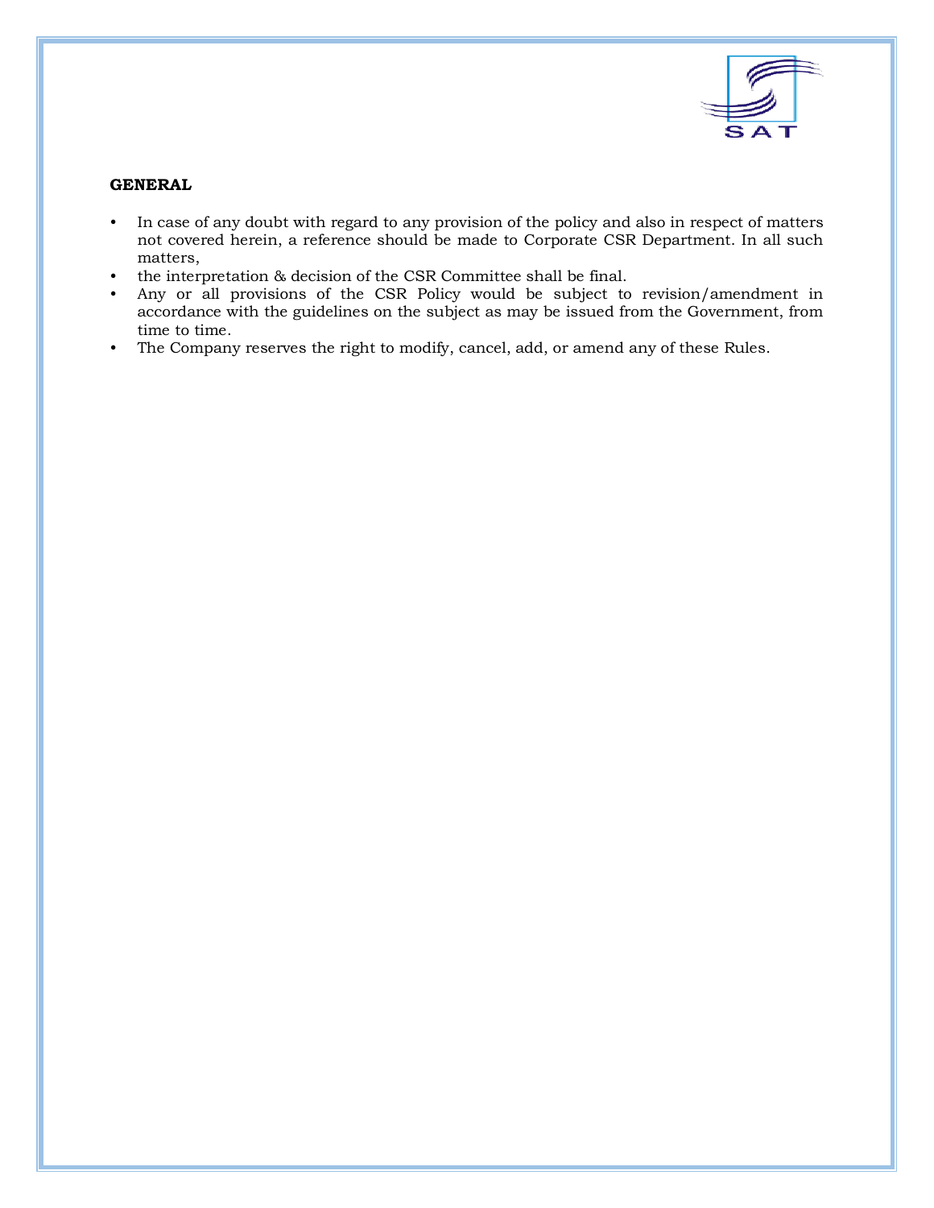**GENERAL**

- In case of any doubt with regard to any provision of the policy and also in respect of matters not covered herein, a reference should be made to Corporate CSR Department. In all such matters,
- the interpretation & decision of the CSR Committee shall be final.
- Any or all provisions of the CSR Policy would be subject to revision/amendment in accordance with the guidelines on the subject as may be issued from the Government, from time to time.
- The Company reserves the right to modify, cancel, add, or amend any of these Rules.